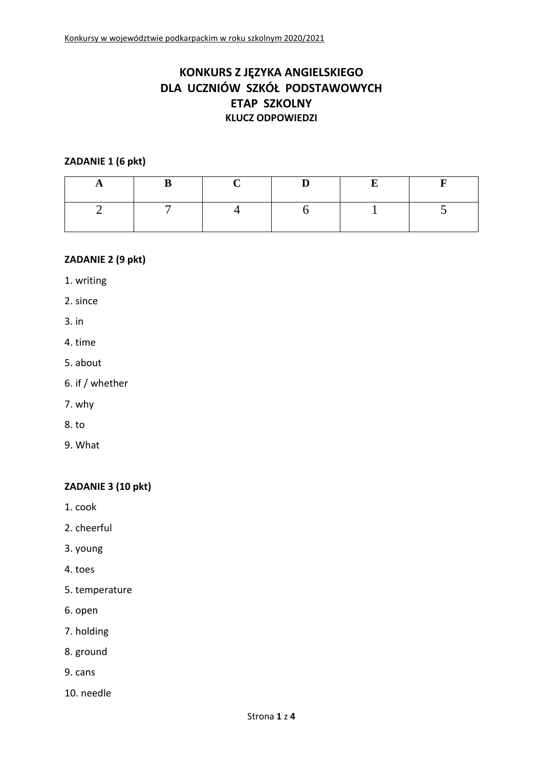# KONKURS Z JĘZYKA ANGIELSKIEGO
# DLA UCZNIÓW SZKÓŁ PODSTAWOWYCH
# ETAP SZKOLNY
### KLUCZ ODPOWIEDZI

**ZADANIE 1 (6 pkt)**

| A | B | C | D | E | F |
|---|---|---|---|---|---|
| 2 | 7 | 4 | 6 | 1 | 5 |

**ZADANIE 2 (9 pkt)**

1. writing
2. since
3. in
4. time
5. about
6. if / whether
7. why
8. to
9. What

**ZADANIE 3 (10 pkt)**

1. cook
2. cheerful
3. young
4. toes
5. temperature
6. open
7. holding
8. ground
9. cans
10. needle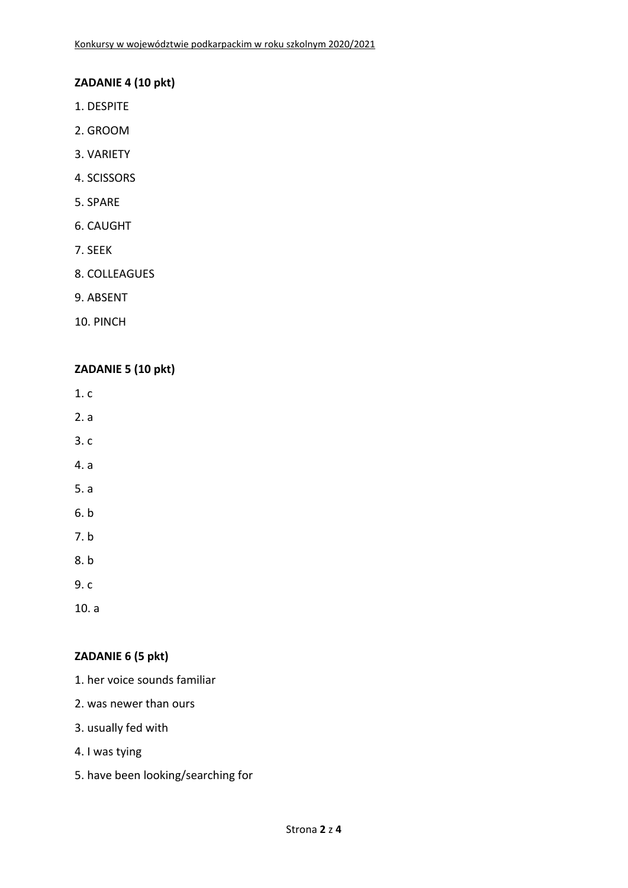**ZADANIE 4 (10 pkt)**

1. DESPITE
2. GROOM
3. VARIETY
4. SCISSORS
5. SPARE
6. CAUGHT
7. SEEK
8. COLLEAGUES
9. ABSENT
10. PINCH

**ZADANIE 5 (10 pkt)**

1. c
2. a
3. c
4. a
5. a
6. b
7. b
8. b
9. c
10. a

**ZADANIE 6 (5 pkt)**

1. her voice sounds familiar
2. was newer than ours
3. usually fed with
4. I was tying
5. have been looking/searching for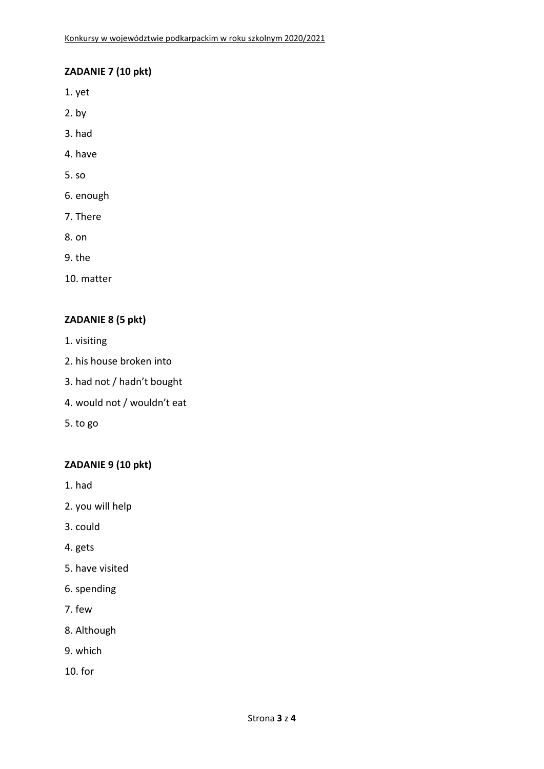**ZADANIE 7 (10 pkt)**

1. yet
2. by
3. had
4. have
5. so
6. enough
7. There
8. on
9. the
10. matter

**ZADANIE 8 (5 pkt)**

1. visiting
2. his house broken into
3. had not / hadn't bought
4. would not / wouldn't eat
5. to go

**ZADANIE 9 (10 pkt)**

1. had
2. you will help
3. could
4. gets
5. have visited
6. spending
7. few
8. Although
9. which
10. for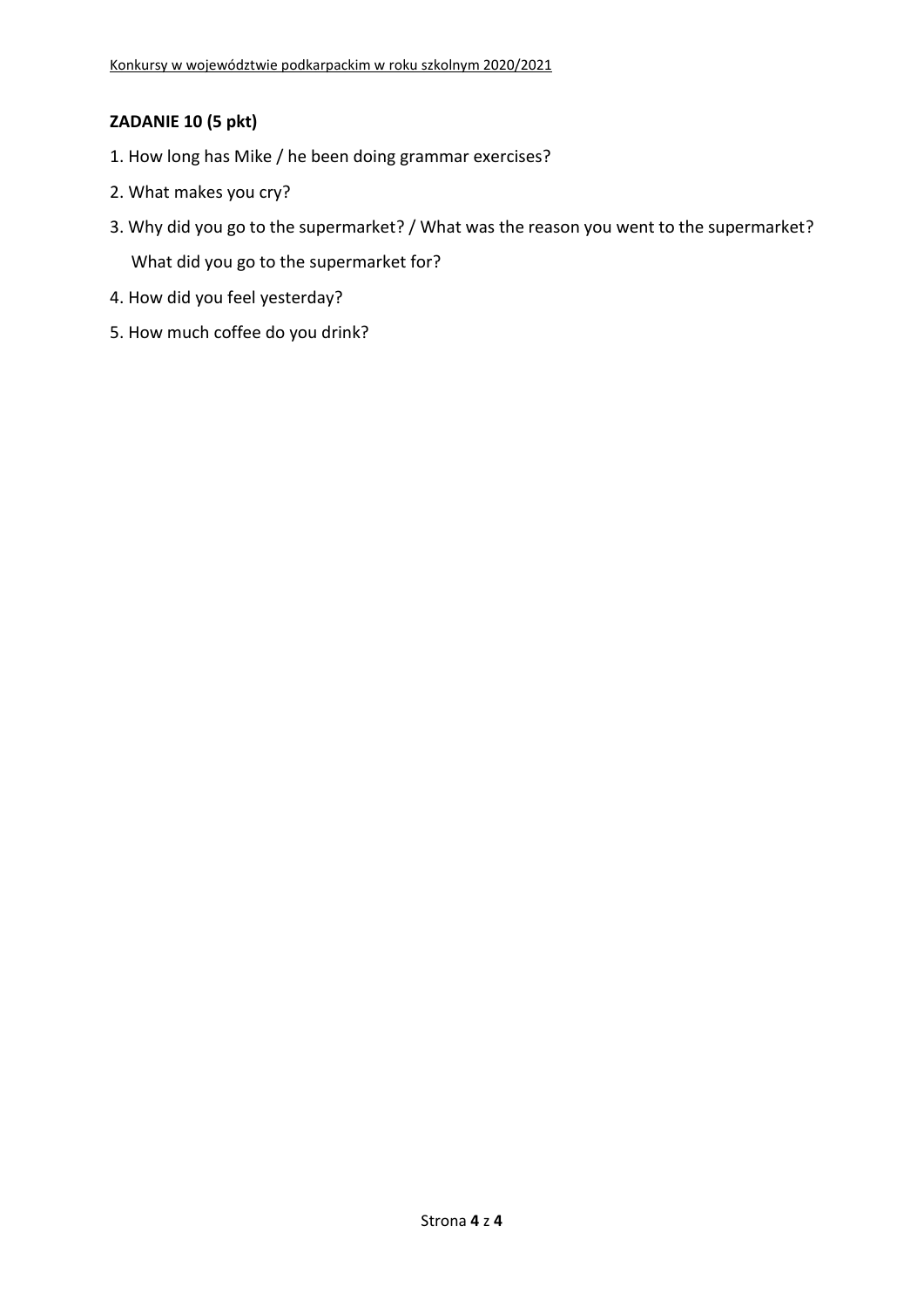**ZADANIE 10 (5 pkt)**

1. How long has Mike / he been doing grammar exercises?
2. What makes you cry?
3. Why did you go to the supermarket? / What was the reason you went to the supermarket?

   What did you go to the supermarket for?
4. How did you feel yesterday?
5. How much coffee do you drink?